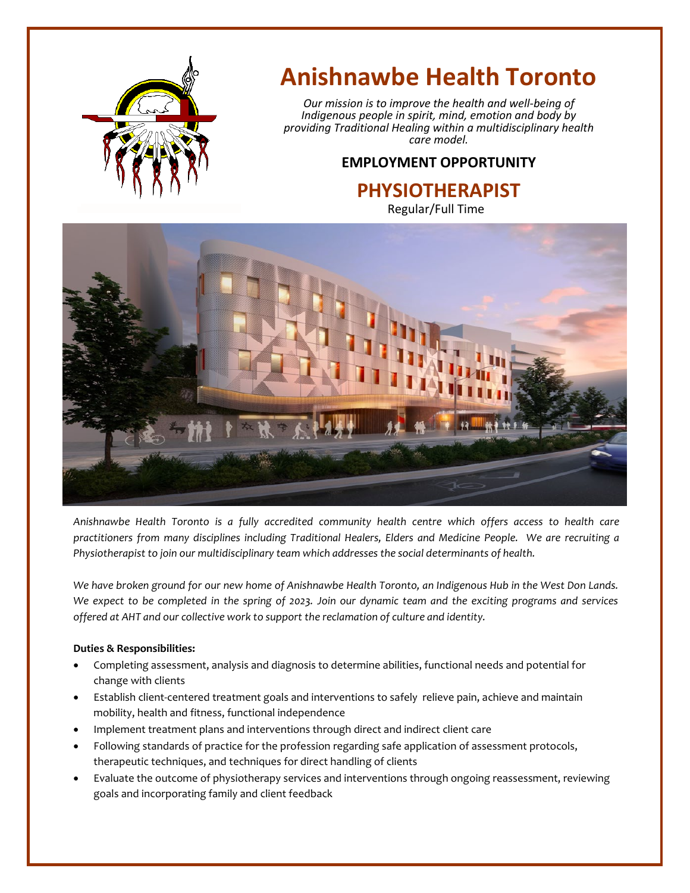# Anishnawbe Health Toronto

*Our mission is to improve the health and well-being of Indigenous people in spirit, mind, emotion and body by providing Traditional Healing within a multidisciplinary health care model.*

## EMPLOYMENT OPPORTUNITY

## PHYSIOTHERAPIST

Regular/Full Time

*Anishnawbe Health Toronto is a fully accredited community health centre which offers access to health care practitioners from many disciplines including Traditional Healers, Elders and Medicine People. We are recruiting a Physiotherapist to join our multidisciplinary team which addresses the social determinants of health.*

*We have broken ground for our new home of Anishnawbe Health Toronto, an Indigenous Hub in the West Don Lands. We expect to be completed in the spring of 2023. Join our dynamic team and the exciting programs and services offered at AHT and our collective work to support the reclamation of culture and identity.*

**Duties & Responsibilities:**

- Completing assessment, analysis and diagnosis to determine abilities, functional needs and potential for change with clients
- Establish client-centered treatment goals and interventions to safely relieve pain, achieve and maintain mobility, health and fitness, functional independence
- Implement treatment plans and interventions through direct and indirect client care
- Following standards of practice for the profession regarding safe application of assessment protocols, therapeutic techniques, and techniques for direct handling of clients
- Evaluate the outcome of physiotherapy services and interventions through ongoing reassessment, reviewing goals and incorporating family and client feedback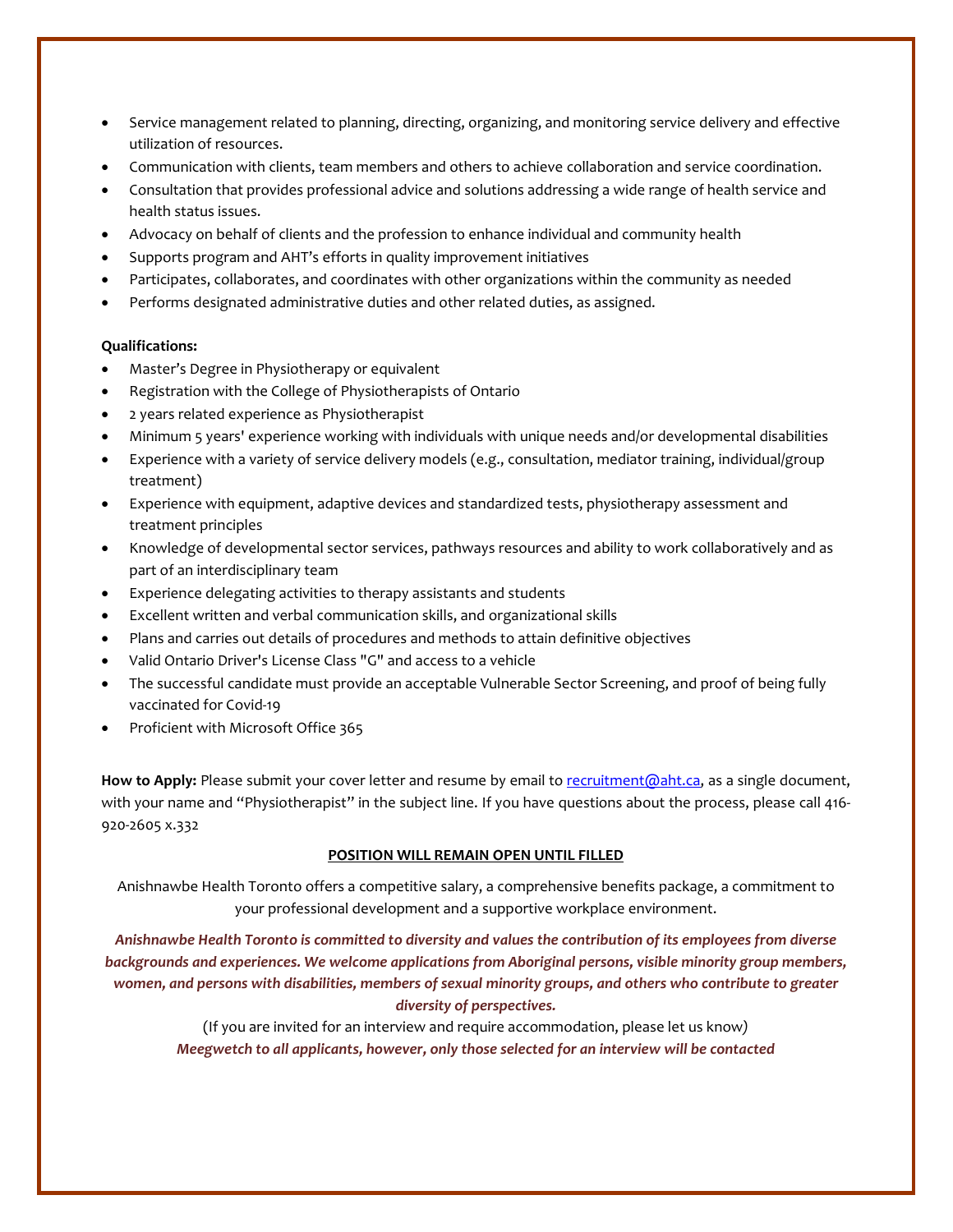- Service management related to planning, directing, organizing, and monitoring service delivery and effective utilization of resources.
- Communication with clients, team members and others to achieve collaboration and service coordination.
- Consultation that provides professional advice and solutions addressing a wide range of health service and health status issues.
- Advocacy on behalf of clients and the profession to enhance individual and community health
- Supports program and AHT's efforts in quality improvement initiatives
- Participates, collaborates, and coordinates with other organizations within the community as needed
- Performs designated administrative duties and other related duties, as assigned.

**Qualifications:**

- Master's Degree in Physiotherapy or equivalent
- Registration with the College of Physiotherapists of Ontario
- 2 years related experience as Physiotherapist
- Minimum 5 years' experience working with individuals with unique needs and/or developmental disabilities
- Experience with a variety of service delivery models (e.g., consultation, mediator training, individual/group treatment)
- Experience with equipment, adaptive devices and standardized tests, physiotherapy assessment and treatment principles
- Knowledge of developmental sector services, pathways resources and ability to work collaboratively and as part of an interdisciplinary team
- Experience delegating activities to therapy assistants and students
- Excellent written and verbal communication skills, and organizational skills
- Plans and carries out details of procedures and methods to attain definitive objectives
- Valid Ontario Driver's License Class "G" and access to a vehicle
- The successful candidate must provide an acceptable Vulnerable Sector Screening, and proof of being fully vaccinated for Covid-19
- Proficient with Microsoft Office 365

**How to Apply:** Please submit your cover letter and resume by email to recruitment@aht.ca, as a single document, with your name and "Physiotherapist" in the subject line. If you have questions about the process, please call 416-920-2605 x.332

**POSITION WILL REMAIN OPEN UNTIL FILLED**

Anishnawbe Health Toronto offers a competitive salary, a comprehensive benefits package, a commitment to your professional development and a supportive workplace environment.

***Anishnawbe Health Toronto is committed to diversity and values the contribution of its employees from diverse backgrounds and experiences. We welcome applications from Aboriginal persons, visible minority group members, women, and persons with disabilities, members of sexual minority groups, and others who contribute to greater diversity of perspectives.***

(If you are invited for an interview and require accommodation, please let us know)

***Meegwetch to all applicants, however, only those selected for an interview will be contacted***